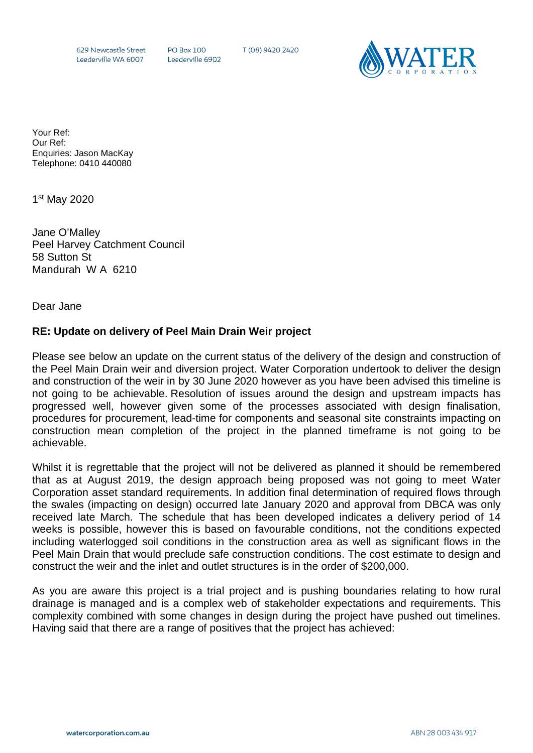629 Newcastle Street
Leederville WA 6007

PO Box 100
Leederville 6902

T (08) 9420 2420

Your Ref:
Our Ref:
Enquiries: Jason MacKay
Telephone: 0410 440080

1st May 2020

Jane O'Malley
Peel Harvey Catchment Council
58 Sutton St
Mandurah W A 6210

Dear Jane

**RE: Update on delivery of Peel Main Drain Weir project**

Please see below an update on the current status of the delivery of the design and construction of the Peel Main Drain weir and diversion project. Water Corporation undertook to deliver the design and construction of the weir in by 30 June 2020 however as you have been advised this timeline is not going to be achievable. Resolution of issues around the design and upstream impacts has progressed well, however given some of the processes associated with design finalisation, procedures for procurement, lead-time for components and seasonal site constraints impacting on construction mean completion of the project in the planned timeframe is not going to be achievable.

Whilst it is regrettable that the project will not be delivered as planned it should be remembered that as at August 2019, the design approach being proposed was not going to meet Water Corporation asset standard requirements. In addition final determination of required flows through the swales (impacting on design) occurred late January 2020 and approval from DBCA was only received late March. The schedule that has been developed indicates a delivery period of 14 weeks is possible, however this is based on favourable conditions, not the conditions expected including waterlogged soil conditions in the construction area as well as significant flows in the Peel Main Drain that would preclude safe construction conditions. The cost estimate to design and construct the weir and the inlet and outlet structures is in the order of $200,000.

As you are aware this project is a trial project and is pushing boundaries relating to how rural drainage is managed and is a complex web of stakeholder expectations and requirements. This complexity combined with some changes in design during the project have pushed out timelines. Having said that there are a range of positives that the project has achieved: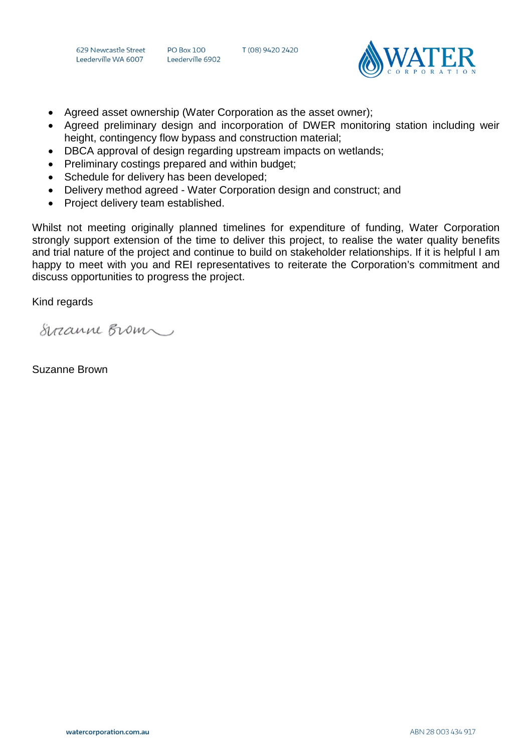- Agreed asset ownership (Water Corporation as the asset owner);
- Agreed preliminary design and incorporation of DWER monitoring station including weir height, contingency flow bypass and construction material;
- DBCA approval of design regarding upstream impacts on wetlands;
- Preliminary costings prepared and within budget;
- Schedule for delivery has been developed;
- Delivery method agreed - Water Corporation design and construct; and
- Project delivery team established.

Whilst not meeting originally planned timelines for expenditure of funding, Water Corporation strongly support extension of the time to deliver this project, to realise the water quality benefits and trial nature of the project and continue to build on stakeholder relationships. If it is helpful I am happy to meet with you and REI representatives to reiterate the Corporation's commitment and discuss opportunities to progress the project.

Kind regards

Suzanne Brown